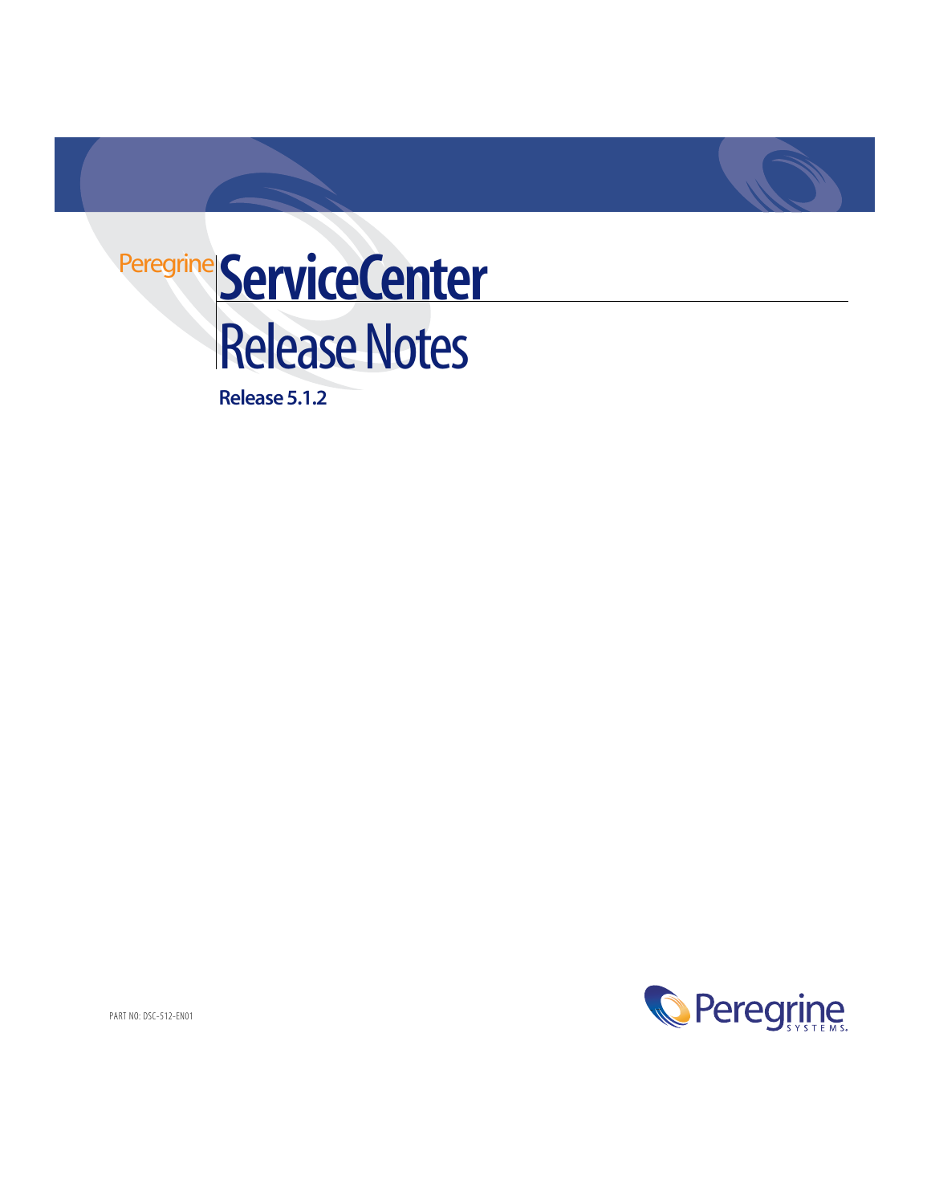Peregrine

# ServiceCenter

# Release Notes

**Release 5.1.2**

PART NO: DSC-512-EN01

Peregrine SYSTEMS.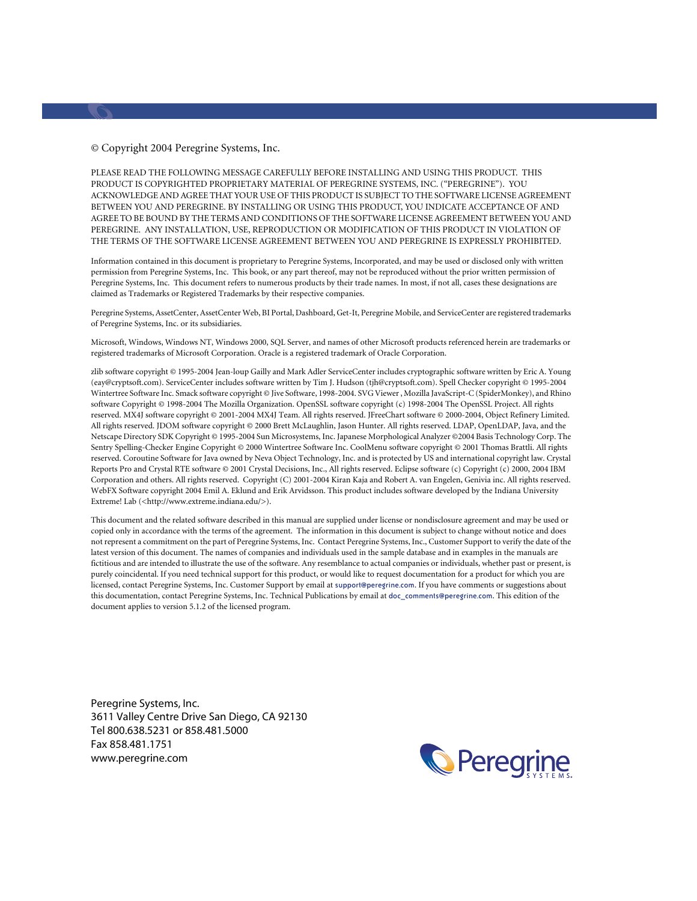© Copyright 2004 Peregrine Systems, Inc.

PLEASE READ THE FOLLOWING MESSAGE CAREFULLY BEFORE INSTALLING AND USING THIS PRODUCT. THIS PRODUCT IS COPYRIGHTED PROPRIETARY MATERIAL OF PEREGRINE SYSTEMS, INC. ("PEREGRINE"). YOU ACKNOWLEDGE AND AGREE THAT YOUR USE OF THIS PRODUCT IS SUBJECT TO THE SOFTWARE LICENSE AGREEMENT BETWEEN YOU AND PEREGRINE. BY INSTALLING OR USING THIS PRODUCT, YOU INDICATE ACCEPTANCE OF AND AGREE TO BE BOUND BY THE TERMS AND CONDITIONS OF THE SOFTWARE LICENSE AGREEMENT BETWEEN YOU AND PEREGRINE. ANY INSTALLATION, USE, REPRODUCTION OR MODIFICATION OF THIS PRODUCT IN VIOLATION OF THE TERMS OF THE SOFTWARE LICENSE AGREEMENT BETWEEN YOU AND PEREGRINE IS EXPRESSLY PROHIBITED.

Information contained in this document is proprietary to Peregrine Systems, Incorporated, and may be used or disclosed only with written permission from Peregrine Systems, Inc. This book, or any part thereof, may not be reproduced without the prior written permission of Peregrine Systems, Inc. This document refers to numerous products by their trade names. In most, if not all, cases these designations are claimed as Trademarks or Registered Trademarks by their respective companies.

Peregrine Systems, AssetCenter, AssetCenter Web, BI Portal, Dashboard, Get-It, Peregrine Mobile, and ServiceCenter are registered trademarks of Peregrine Systems, Inc. or its subsidiaries.

Microsoft, Windows, Windows NT, Windows 2000, SQL Server, and names of other Microsoft products referenced herein are trademarks or registered trademarks of Microsoft Corporation. Oracle is a registered trademark of Oracle Corporation.

zlib software copyright © 1995-2004 Jean-loup Gailly and Mark Adler ServiceCenter includes cryptographic software written by Eric A. Young (eay@cryptsoft.com). ServiceCenter includes software written by Tim J. Hudson (tjh@cryptsoft.com). Spell Checker copyright © 1995-2004 Wintertree Software Inc. Smack software copyright © Jive Software, 1998-2004. SVG Viewer , Mozilla JavaScript-C (SpiderMonkey), and Rhino software Copyright © 1998-2004 The Mozilla Organization. OpenSSL software copyright (c) 1998-2004 The OpenSSL Project. All rights reserved. MX4J software copyright © 2001-2004 MX4J Team. All rights reserved. JFreeChart software © 2000-2004, Object Refinery Limited. All rights reserved. JDOM software copyright © 2000 Brett McLaughlin, Jason Hunter. All rights reserved. LDAP, OpenLDAP, Java, and the Netscape Directory SDK Copyright © 1995-2004 Sun Microsystems, Inc. Japanese Morphological Analyzer ©2004 Basis Technology Corp. The Sentry Spelling-Checker Engine Copyright © 2000 Wintertree Software Inc. CoolMenu software copyright © 2001 Thomas Brattli. All rights reserved. Coroutine Software for Java owned by Neva Object Technology, Inc. and is protected by US and international copyright law. Crystal Reports Pro and Crystal RTE software © 2001 Crystal Decisions, Inc., All rights reserved. Eclipse software (c) Copyright (c) 2000, 2004 IBM Corporation and others. All rights reserved. Copyright (C) 2001-2004 Kiran Kaja and Robert A. van Engelen, Genivia inc. All rights reserved. WebFX Software copyright 2004 Emil A. Eklund and Erik Arvidsson. This product includes software developed by the Indiana University Extreme! Lab (<http://www.extreme.indiana.edu/>).

This document and the related software described in this manual are supplied under license or nondisclosure agreement and may be used or copied only in accordance with the terms of the agreement. The information in this document is subject to change without notice and does not represent a commitment on the part of Peregrine Systems, Inc. Contact Peregrine Systems, Inc., Customer Support to verify the date of the latest version of this document. The names of companies and individuals used in the sample database and in examples in the manuals are fictitious and are intended to illustrate the use of the software. Any resemblance to actual companies or individuals, whether past or present, is purely coincidental. If you need technical support for this product, or would like to request documentation for a product for which you are licensed, contact Peregrine Systems, Inc. Customer Support by email at support@peregrine.com. If you have comments or suggestions about this documentation, contact Peregrine Systems, Inc. Technical Publications by email at doc_comments@peregrine.com. This edition of the document applies to version 5.1.2 of the licensed program.

Peregrine Systems, Inc.
3611 Valley Centre Drive San Diego, CA 92130
Tel 800.638.5231 or 858.481.5000
Fax 858.481.1751
www.peregrine.com

Peregrine SYSTEMS.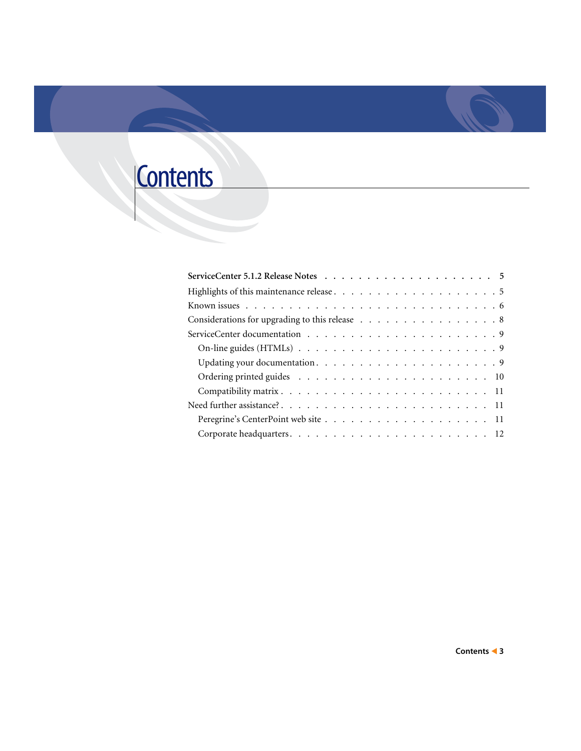# Contents

**ServiceCenter 5.1.2 Release Notes** . . . . . . . . . . . . . . . . . . . . 5

Highlights of this maintenance release . . . . . . . . . . . . . . . . . . . . 5

Known issues . . . . . . . . . . . . . . . . . . . . . . . . . . . . . 6

Considerations for upgrading to this release . . . . . . . . . . . . . . . . 8

ServiceCenter documentation . . . . . . . . . . . . . . . . . . . . . . 9

- On-line guides (HTMLs) . . . . . . . . . . . . . . . . . . . . . . 9
- Updating your documentation . . . . . . . . . . . . . . . . . . . . 9
- Ordering printed guides . . . . . . . . . . . . . . . . . . . . . 10
- Compatibility matrix . . . . . . . . . . . . . . . . . . . . . . 11

Need further assistance? . . . . . . . . . . . . . . . . . . . . . . . 11

- Peregrine's CenterPoint web site . . . . . . . . . . . . . . . . . . 11
- Corporate headquarters . . . . . . . . . . . . . . . . . . . . . 12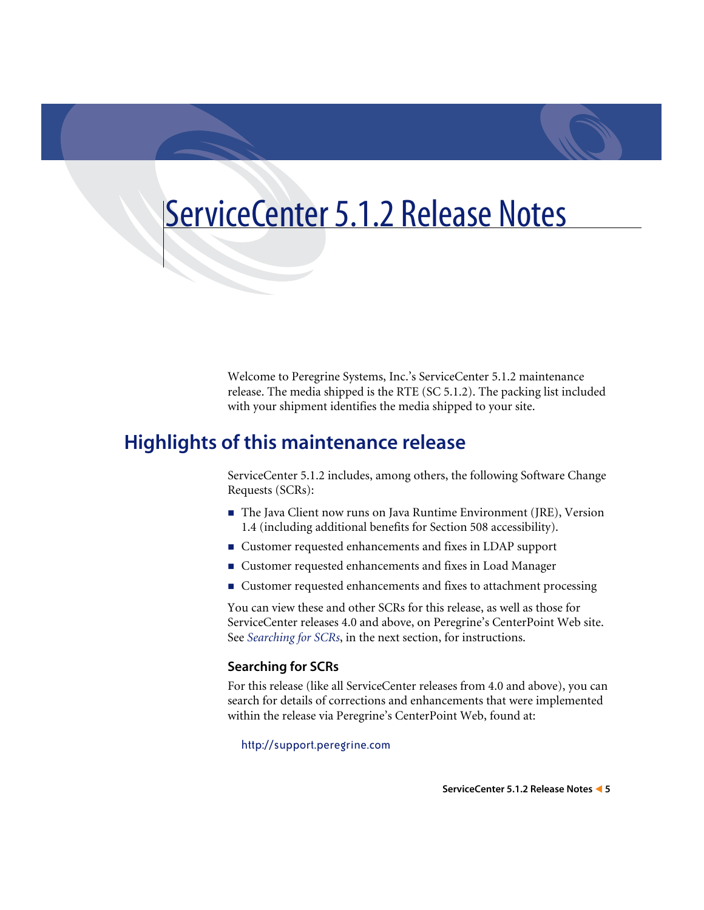# ServiceCenter 5.1.2 Release Notes

Welcome to Peregrine Systems, Inc.'s ServiceCenter 5.1.2 maintenance release. The media shipped is the RTE (SC 5.1.2). The packing list included with your shipment identifies the media shipped to your site.

## Highlights of this maintenance release

ServiceCenter 5.1.2 includes, among others, the following Software Change Requests (SCRs):

- The Java Client now runs on Java Runtime Environment (JRE), Version 1.4 (including additional benefits for Section 508 accessibility).
- Customer requested enhancements and fixes in LDAP support
- Customer requested enhancements and fixes in Load Manager
- Customer requested enhancements and fixes to attachment processing

You can view these and other SCRs for this release, as well as those for ServiceCenter releases 4.0 and above, on Peregrine's CenterPoint Web site. See *Searching for SCRs*, in the next section, for instructions.

### Searching for SCRs

For this release (like all ServiceCenter releases from 4.0 and above), you can search for details of corrections and enhancements that were implemented within the release via Peregrine's CenterPoint Web, found at:

http://support.peregrine.com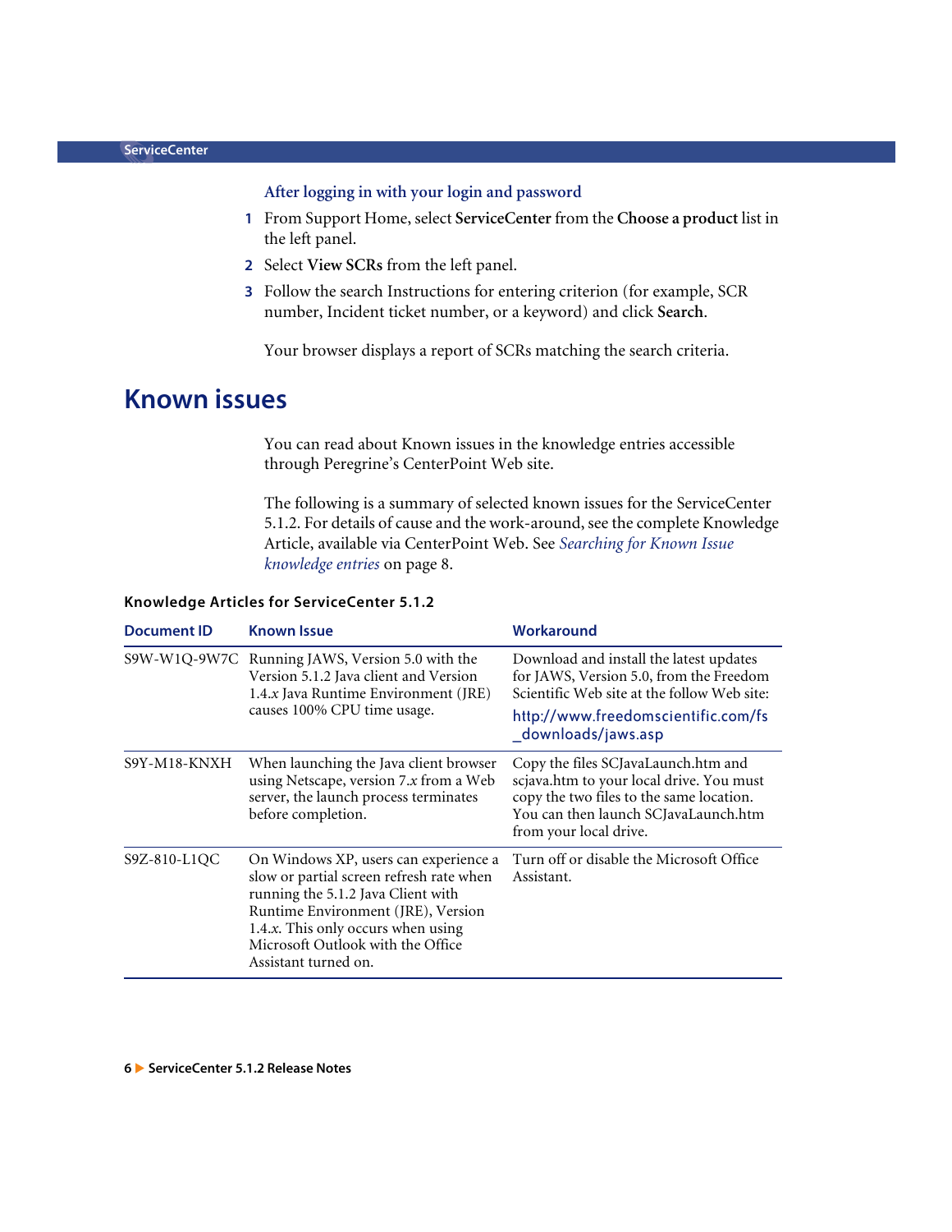#### After logging in with your login and password

1. From Support Home, select **ServiceCenter** from the **Choose a product** list in the left panel.
2. Select **View SCRs** from the left panel.
3. Follow the search Instructions for entering criterion (for example, SCR number, Incident ticket number, or a keyword) and click **Search**.

   Your browser displays a report of SCRs matching the search criteria.

# Known issues

You can read about Known issues in the knowledge entries accessible through Peregrine's CenterPoint Web site.

The following is a summary of selected known issues for the ServiceCenter 5.1.2. For details of cause and the work-around, see the complete Knowledge Article, available via CenterPoint Web. See *Searching for Known Issue knowledge entries* on page 8.

**Knowledge Articles for ServiceCenter 5.1.2**

| Document ID | Known Issue | Workaround |
|---|---|---|
| S9W-W1Q-9W7C | Running JAWS, Version 5.0 with the Version 5.1.2 Java client and Version 1.4.*x* Java Runtime Environment (JRE) causes 100% CPU time usage. | Download and install the latest updates for JAWS, Version 5.0, from the Freedom Scientific Web site at the follow Web site: http://www.freedomscientific.com/fs_downloads/jaws.asp |
| S9Y-M18-KNXH | When launching the Java client browser using Netscape, version 7.*x* from a Web server, the launch process terminates before completion. | Copy the files SCJavaLaunch.htm and scjava.htm to your local drive. You must copy the two files to the same location. You can then launch SCJavaLaunch.htm from your local drive. |
| S9Z-810-L1QC | On Windows XP, users can experience a slow or partial screen refresh rate when running the 5.1.2 Java Client with Runtime Environment (JRE), Version 1.4.*x*. This only occurs when using Microsoft Outlook with the Office Assistant turned on. | Turn off or disable the Microsoft Office Assistant. |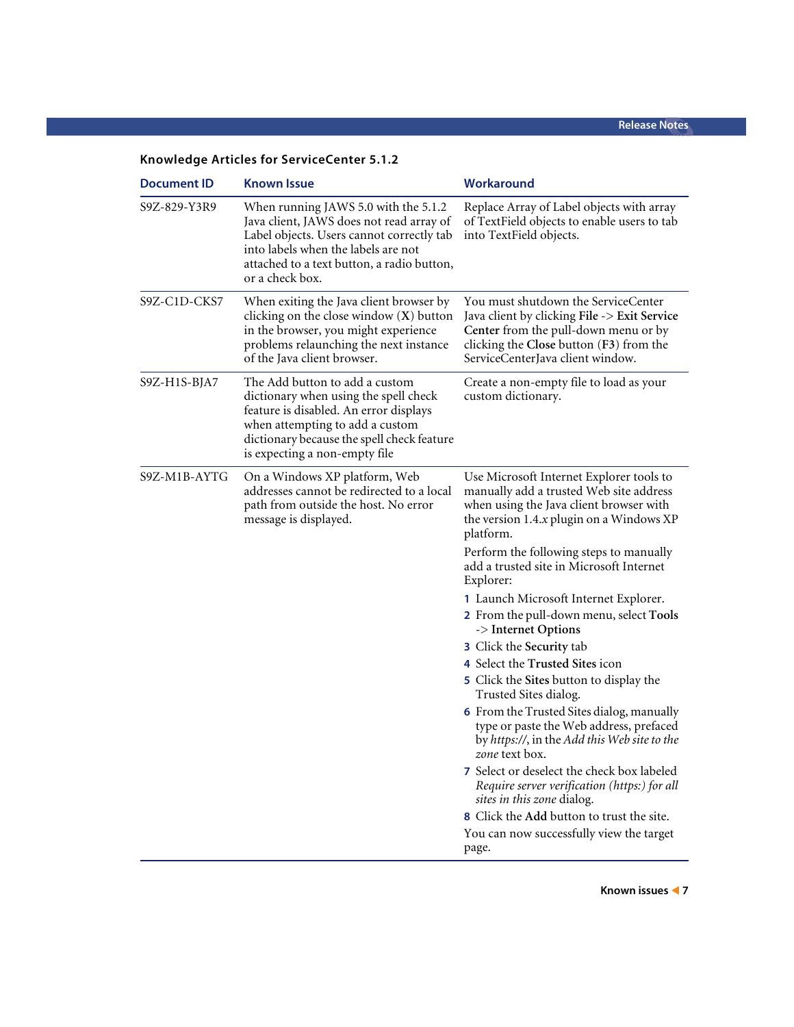### Knowledge Articles for ServiceCenter 5.1.2

| Document ID | Known Issue | Workaround |
|---|---|---|
| S9Z-829-Y3R9 | When running JAWS 5.0 with the 5.1.2 Java client, JAWS does not read array of Label objects. Users cannot correctly tab into labels when the labels are not attached to a text button, a radio button, or a check box. | Replace Array of Label objects with array of TextField objects to enable users to tab into TextField objects. |
| S9Z-C1D-CKS7 | When exiting the Java client browser by clicking on the close window (**X**) button in the browser, you might experience problems relaunching the next instance of the Java client browser. | You must shutdown the ServiceCenter Java client by clicking **File** -> **Exit Service Center** from the pull-down menu or by clicking the **Close** button (**F3**) from the ServiceCenterJava client window. |
| S9Z-H1S-BJA7 | The Add button to add a custom dictionary when using the spell check feature is disabled. An error displays when attempting to add a custom dictionary because the spell check feature is expecting a non-empty file | Create a non-empty file to load as your custom dictionary. |
| S9Z-M1B-AYTG | On a Windows XP platform, Web addresses cannot be redirected to a local path from outside the host. No error message is displayed. | Use Microsoft Internet Explorer tools to manually add a trusted Web site address when using the Java client browser with the version 1.4.*x* plugin on a Windows XP platform.<br><br>Perform the following steps to manually add a trusted site in Microsoft Internet Explorer:<br><br>1 Launch Microsoft Internet Explorer.<br>2 From the pull-down menu, select **Tools** -> **Internet Options**<br>3 Click the **Security** tab<br>4 Select the **Trusted Sites** icon<br>5 Click the **Sites** button to display the Trusted Sites dialog.<br>6 From the Trusted Sites dialog, manually type or paste the Web address, prefaced by *https://*, in the *Add this Web site to the zone* text box.<br>7 Select or deselect the check box labeled *Require server verification (https:) for all sites in this zone* dialog.<br>8 Click the **Add** button to trust the site.<br><br>You can now successfully view the target page. |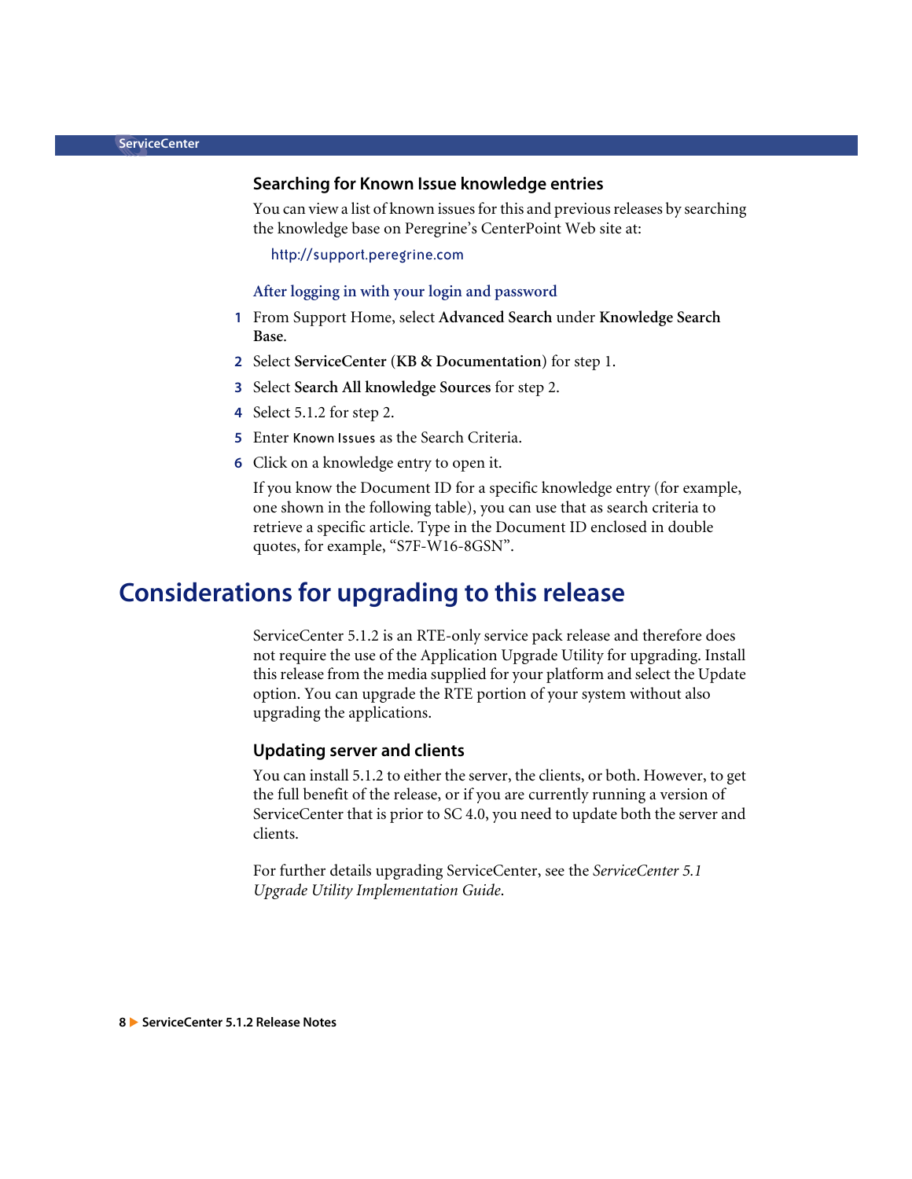### Searching for Known Issue knowledge entries

You can view a list of known issues for this and previous releases by searching the knowledge base on Peregrine's CenterPoint Web site at:

http://support.peregrine.com

**After logging in with your login and password**

1. From Support Home, select **Advanced Search** under **Knowledge Search Base**.
2. Select **ServiceCenter** (**KB & Documentation**) for step 1.
3. Select **Search All knowledge Sources** for step 2.
4. Select 5.1.2 for step 2.
5. Enter `Known Issues` as the Search Criteria.
6. Click on a knowledge entry to open it.

   If you know the Document ID for a specific knowledge entry (for example, one shown in the following table), you can use that as search criteria to retrieve a specific article. Type in the Document ID enclosed in double quotes, for example, "S7F-W16-8GSN".

## Considerations for upgrading to this release

ServiceCenter 5.1.2 is an RTE-only service pack release and therefore does not require the use of the Application Upgrade Utility for upgrading. Install this release from the media supplied for your platform and select the Update option. You can upgrade the RTE portion of your system without also upgrading the applications.

### Updating server and clients

You can install 5.1.2 to either the server, the clients, or both. However, to get the full benefit of the release, or if you are currently running a version of ServiceCenter that is prior to SC 4.0, you need to update both the server and clients.

For further details upgrading ServiceCenter, see the *ServiceCenter 5.1 Upgrade Utility Implementation Guide*.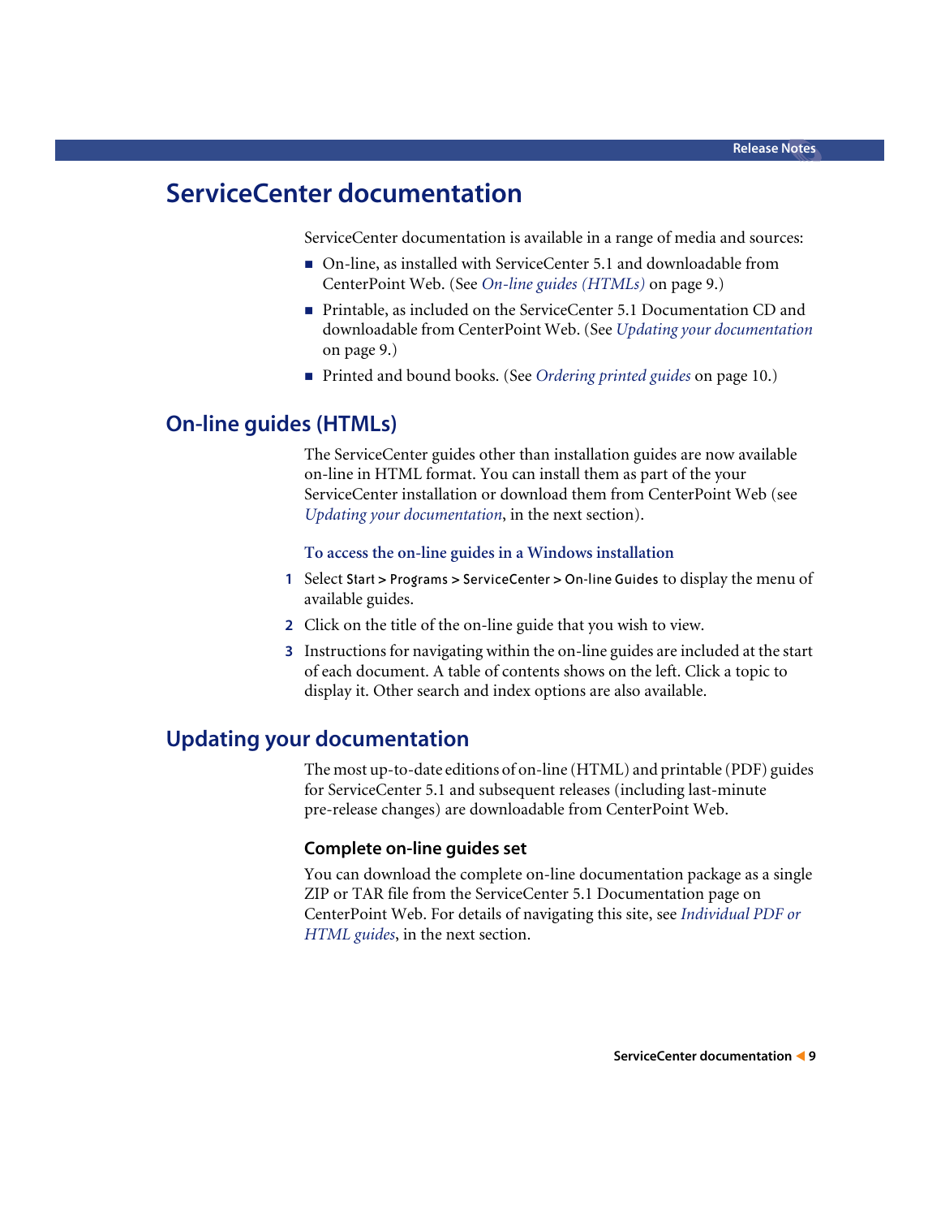# ServiceCenter documentation

ServiceCenter documentation is available in a range of media and sources:

- On-line, as installed with ServiceCenter 5.1 and downloadable from CenterPoint Web. (See *On-line guides (HTMLs)* on page 9.)
- Printable, as included on the ServiceCenter 5.1 Documentation CD and downloadable from CenterPoint Web. (See *Updating your documentation* on page 9.)
- Printed and bound books. (See *Ordering printed guides* on page 10.)

## On-line guides (HTMLs)

The ServiceCenter guides other than installation guides are now available on-line in HTML format. You can install them as part of the your ServiceCenter installation or download them from CenterPoint Web (see *Updating your documentation*, in the next section).

### To access the on-line guides in a Windows installation

1. Select Start > Programs > ServiceCenter > On-line Guides to display the menu of available guides.
2. Click on the title of the on-line guide that you wish to view.
3. Instructions for navigating within the on-line guides are included at the start of each document. A table of contents shows on the left. Click a topic to display it. Other search and index options are also available.

## Updating your documentation

The most up-to-date editions of on-line (HTML) and printable (PDF) guides for ServiceCenter 5.1 and subsequent releases (including last-minute pre-release changes) are downloadable from CenterPoint Web.

### Complete on-line guides set

You can download the complete on-line documentation package as a single ZIP or TAR file from the ServiceCenter 5.1 Documentation page on CenterPoint Web. For details of navigating this site, see *Individual PDF or HTML guides*, in the next section.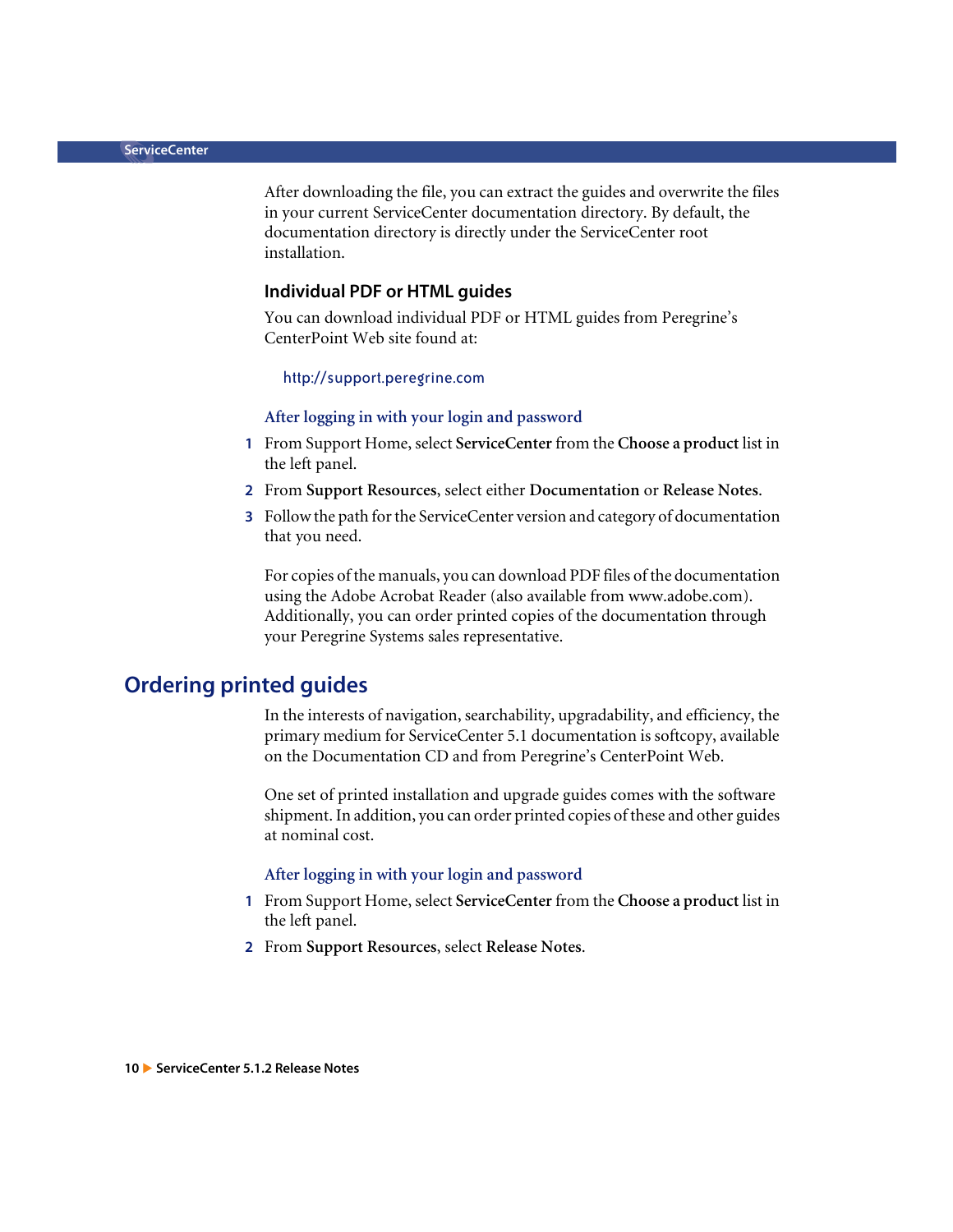After downloading the file, you can extract the guides and overwrite the files in your current ServiceCenter documentation directory. By default, the documentation directory is directly under the ServiceCenter root installation.

### Individual PDF or HTML guides

You can download individual PDF or HTML guides from Peregrine's CenterPoint Web site found at:

http://support.peregrine.com

#### After logging in with your login and password

1. From Support Home, select **ServiceCenter** from the **Choose a product** list in the left panel.
2. From **Support Resources**, select either **Documentation** or **Release Notes**.
3. Follow the path for the ServiceCenter version and category of documentation that you need.

For copies of the manuals, you can download PDF files of the documentation using the Adobe Acrobat Reader (also available from www.adobe.com). Additionally, you can order printed copies of the documentation through your Peregrine Systems sales representative.

## Ordering printed guides

In the interests of navigation, searchability, upgradability, and efficiency, the primary medium for ServiceCenter 5.1 documentation is softcopy, available on the Documentation CD and from Peregrine's CenterPoint Web.

One set of printed installation and upgrade guides comes with the software shipment. In addition, you can order printed copies of these and other guides at nominal cost.

#### After logging in with your login and password

1. From Support Home, select **ServiceCenter** from the **Choose a product** list in the left panel.
2. From **Support Resources**, select **Release Notes**.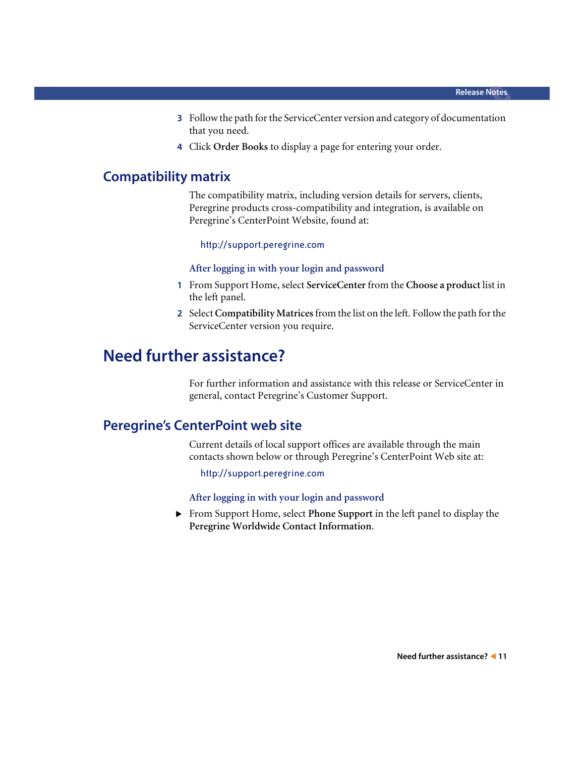3. Follow the path for the ServiceCenter version and category of documentation that you need.
4. Click **Order Books** to display a page for entering your order.

## Compatibility matrix

The compatibility matrix, including version details for servers, clients, Peregrine products cross-compatibility and integration, is available on Peregrine's CenterPoint Website, found at:

http://support.peregrine.com

*After logging in with your login and password*

1. From Support Home, select **ServiceCenter** from the **Choose a product** list in the left panel.
2. Select **Compatibility Matrices** from the list on the left. Follow the path for the ServiceCenter version you require.

# Need further assistance?

For further information and assistance with this release or ServiceCenter in general, contact Peregrine's Customer Support.

## Peregrine's CenterPoint web site

Current details of local support offices are available through the main contacts shown below or through Peregrine's CenterPoint Web site at:

http://support.peregrine.com

*After logging in with your login and password*

- From Support Home, select **Phone Support** in the left panel to display the **Peregrine Worldwide Contact Information**.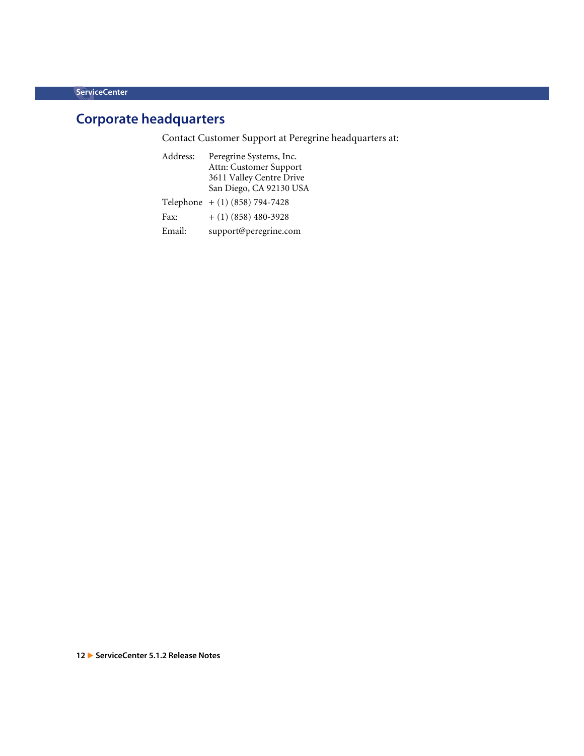## Corporate headquarters

Contact Customer Support at Peregrine headquarters at:

Address: Peregrine Systems, Inc.
Attn: Customer Support
3611 Valley Centre Drive
San Diego, CA 92130 USA

Telephone + (1) (858) 794-7428

Fax: + (1) (858) 480-3928

Email: support@peregrine.com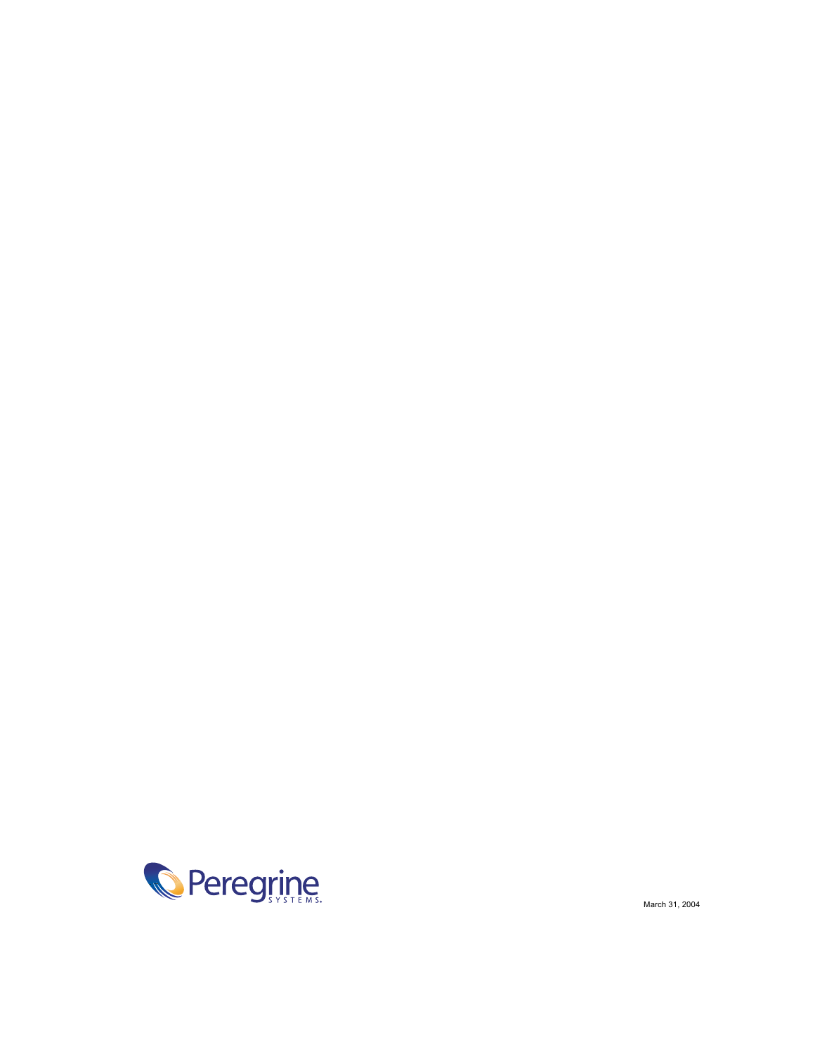Peregrine

SYSTEMS.

March 31, 2004